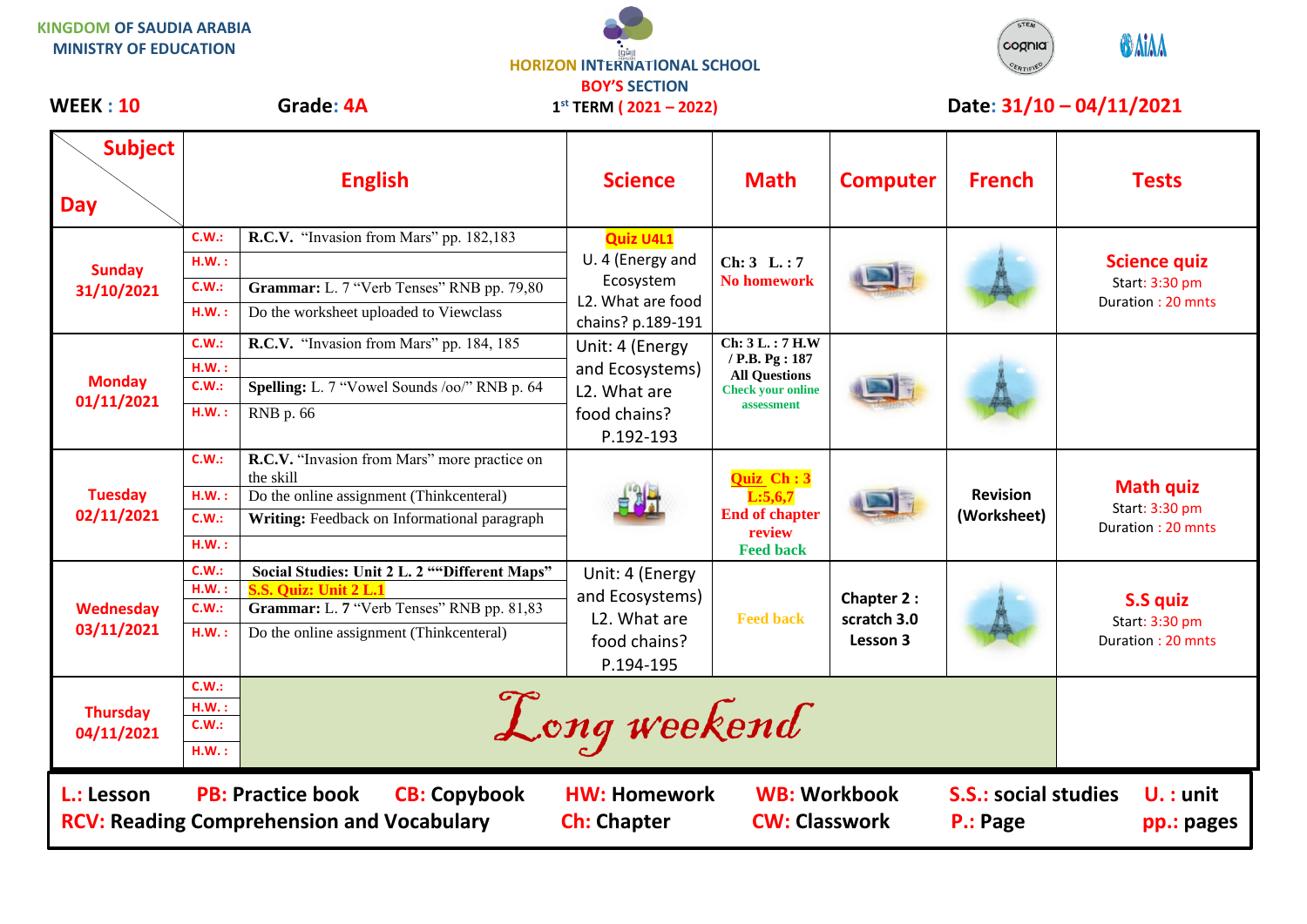KINGDOM OF SAUDIA ARABIA
MINISTRY OF EDUCATION

HORIZON INTERNATIONAL SCHOOL
BOY'S SECTION
1st TERM ( 2021 – 2022)

**WEEK : 10** **Grade: 4A** **Date: 31/10 – 04/11/2021**

| Subject / Day | | English | Science | Math | Computer | French | Tests |
|---|---|---|---|---|---|---|---|
| **Sunday 31/10/2021** | C.W.: | **R.C.V.** "Invasion from Mars" pp. 182,183 | **Quiz U4L1** U. 4 (Energy and Ecosystem L2. What are food chains? p.189-191 | **Ch: 3 L. : 7** No homework | | | **Science quiz** Start: 3:30 pm Duration : 20 mnts |
| | H.W. : | | | | | | |
| | C.W.: | **Grammar:** L. 7 "Verb Tenses" RNB pp. 79,80 | | | | | |
| | H.W. : | Do the worksheet uploaded to Viewclass | | | | | |
| **Monday 01/11/2021** | C.W.: | **R.C.V.** "Invasion from Mars" pp. 184, 185 | Unit: 4 (Energy and Ecosystems) L2. What are food chains? P.192-193 | **Ch: 3 L. : 7 H.W / P.B. Pg : 187 All Questions** Check your online assessment | | | |
| | H.W. : | | | | | | |
| | C.W.: | **Spelling:** L. 7 "Vowel Sounds /oo/" RNB p. 64 | | | | | |
| | H.W. : | RNB p. 66 | | | | | |
| **Tuesday 02/11/2021** | C.W.: | **R.C.V.** "Invasion from Mars" more practice on the skill | | **Quiz Ch : 3 L:5,6,7** End of chapter review Feed back | | **Revision (Worksheet)** | **Math quiz** Start: 3:30 pm Duration : 20 mnts |
| | H.W. : | Do the online assignment (Thinkcenteral) | | | | | |
| | C.W.: | **Writing:** Feedback on Informational paragraph | | | | | |
| | H.W. : | | | | | | |
| **Wednesday 03/11/2021** | C.W.: | **Social Studies: Unit 2 L. 2 ""Different Maps"** | Unit: 4 (Energy and Ecosystems) L2. What are food chains? P.194-195 | Feed back | **Chapter 2 : scratch 3.0 Lesson 3** | | **S.S quiz** Start: 3:30 pm Duration : 20 mnts |
| | H.W. : | **S.S. Quiz: Unit 2 L.1** | | | | | |
| | C.W.: | **Grammar:** L. 7 "Verb Tenses" RNB pp. 81,83 | | | | | |
| | H.W. : | Do the online assignment (Thinkcenteral) | | | | | |
| **Thursday 04/11/2021** | C.W.: | *Long weekend* | | | | | |
| | H.W. : | | | | | | |
| | C.W.: | | | | | | |
| | H.W. : | | | | | | |

**L.: Lesson** **PB: Practice book** **CB: Copybook** **HW: Homework** **WB: Workbook** **S.S.: social studies** **U. : unit**
**RCV: Reading Comprehension and Vocabulary** **Ch: Chapter** **CW: Classwork** **P.: Page** **pp.: pages**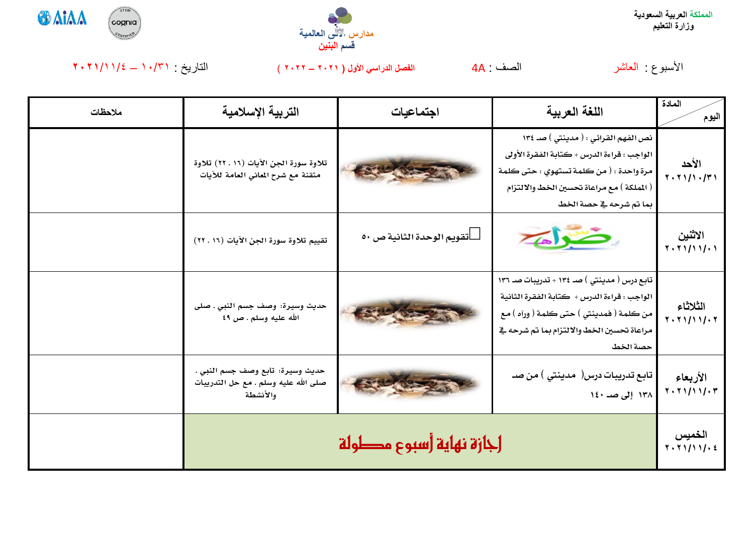المملكة العربية السعودية
وزارة التعليم

مدارس الأفق العالمية
قسم البنين

الأسبوع : العاشر    الصف : 4A    الفصل الدراسي الأول ( ٢٠٢١ – ٢٠٢٢ )    التاريخ : ١٠/٣١ – ٢٠٢١/١١/٤

| اليوم / المادة | اللغة العربية | اجتماعيات | التربية الإسلامية | ملاحظات |
|---|---|---|---|---|
| الأحد ٢٠٢١/١٠/٣١ | نص الفهم القرائي : ( مدينتي ) صـ ١٣٤ الواجب : قراءة الدرس + كتابة الفقرة الأولى مرة واحدة : ( من كلمة تستهوي : حتى كلمة ( المملكة ) مع مراعاة تحسين الخط والالتزام بما تم شرحه في حصة الخط | | تلاوة سورة الجن الآيات (١٦ . ٢٢) تلاوة متقنة مع شرح المعاني العامة للآيات | |
| الاثنين ٢٠٢١/١١/٠١ | | تقويم الوحدة الثانية ص ٥٠ | تقييم تلاوة سورة الجن الآيات (١٦ . ٢٢) | |
| الثلاثاء ٢٠٢١/١١/٠٢ | تابع درس ( مدينتي ) صـ ١٣٤ + تدريبات صـ ١٣٦ الواجب : قراءة الدرس + كتابة الفقرة الثانية من كلمة ( فمدينتي ) حتى كلمة ( وراه ) مع مراعاة تحسين الخط والالتزام بما تم شرحه في حصة الخط | | حديث وسيرة: وصف جسم النبي . صلى الله عليه وسلم . ص ٤٩ | |
| الأربعاء ٢٠٢١/١١/٠٣ | تابع تدريبات درس( مدينتي ) من صـ ١٣٨ إلى صـ ١٤٠ | | حديث وسيرة: تابع وصف جسم النبي . صلى الله عليه وسلم . مع حل التدريبات والأنشطة | |
| الخميس ٢٠٢١/١١/٠٤ | إجازة نهاية أسبوع مطـــولة | | | |